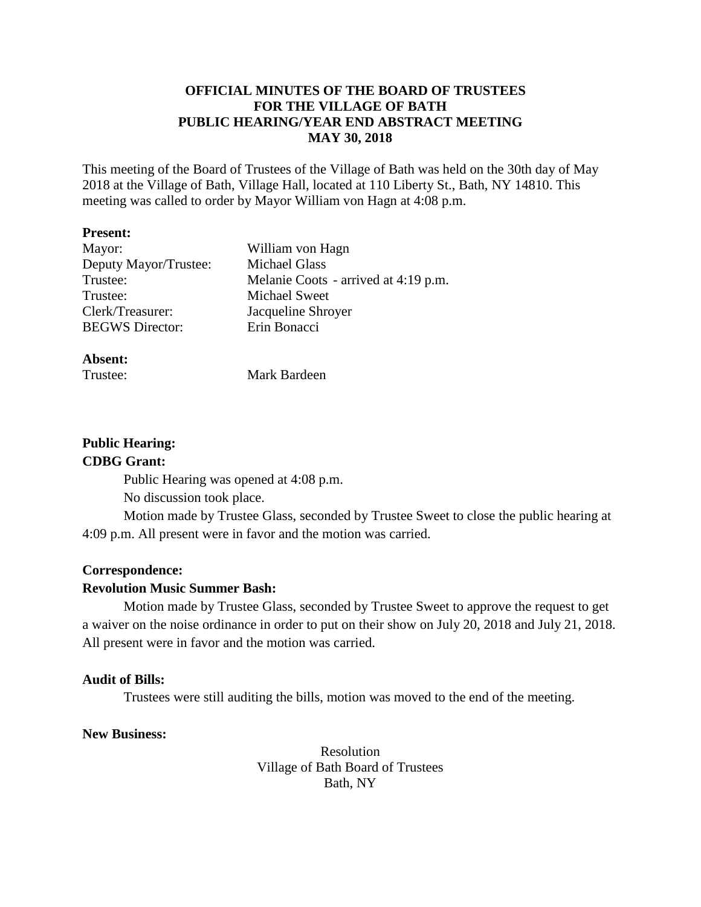**OFFICIAL MINUTES OF THE BOARD OF TRUSTEES**
**FOR THE VILLAGE OF BATH**
**PUBLIC HEARING/YEAR END ABSTRACT MEETING**
**MAY 30, 2018**

This meeting of the Board of Trustees of the Village of Bath was held on the 30th day of May 2018 at the Village of Bath, Village Hall, located at 110 Liberty St., Bath, NY 14810. This meeting was called to order by Mayor William von Hagn at 4:08 p.m.

**Present:**

| | |
|---|---|
| Mayor: | William von Hagn |
| Deputy Mayor/Trustee: | Michael Glass |
| Trustee: | Melanie Coots - arrived at 4:19 p.m. |
| Trustee: | Michael Sweet |
| Clerk/Treasurer: | Jacqueline Shroyer |
| BEGWS Director: | Erin Bonacci |

**Absent:**

| | |
|---|---|
| Trustee: | Mark Bardeen |

**Public Hearing:**

**CDBG Grant:**

Public Hearing was opened at 4:08 p.m.

No discussion took place.

Motion made by Trustee Glass, seconded by Trustee Sweet to close the public hearing at 4:09 p.m. All present were in favor and the motion was carried.

**Correspondence:**

**Revolution Music Summer Bash:**

Motion made by Trustee Glass, seconded by Trustee Sweet to approve the request to get a waiver on the noise ordinance in order to put on their show on July 20, 2018 and July 21, 2018. All present were in favor and the motion was carried.

**Audit of Bills:**

Trustees were still auditing the bills, motion was moved to the end of the meeting.

**New Business:**

Resolution
Village of Bath Board of Trustees
Bath, NY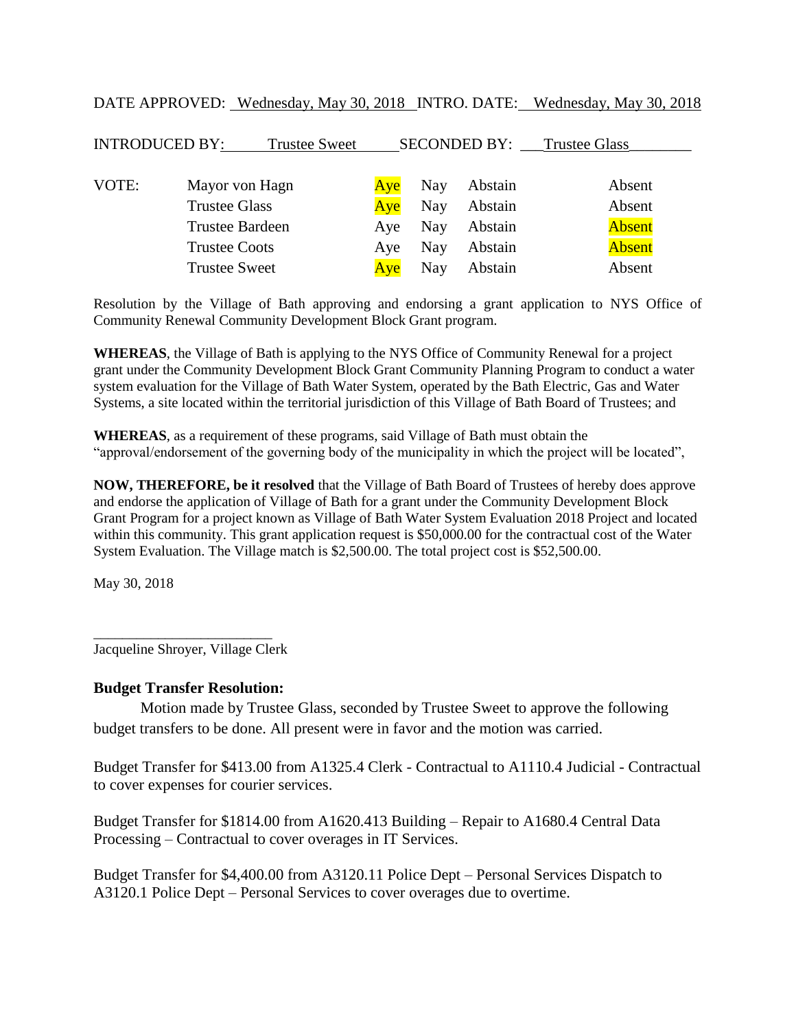DATE APPROVED: Wednesday, May 30, 2018 INTRO. DATE: Wednesday, May 30, 2018

INTRODUCED BY: Trustee Sweet SECONDED BY: Trustee Glass

| VOTE: | | | | | |
|---|---|---|---|---|---|
| | Mayor von Hagn | Aye | Nay | Abstain | Absent |
| | Trustee Glass | Aye | Nay | Abstain | Absent |
| | Trustee Bardeen | Aye | Nay | Abstain | Absent |
| | Trustee Coots | Aye | Nay | Abstain | Absent |
| | Trustee Sweet | Aye | Nay | Abstain | Absent |

Resolution by the Village of Bath approving and endorsing a grant application to NYS Office of Community Renewal Community Development Block Grant program.

**WHEREAS**, the Village of Bath is applying to the NYS Office of Community Renewal for a project grant under the Community Development Block Grant Community Planning Program to conduct a water system evaluation for the Village of Bath Water System, operated by the Bath Electric, Gas and Water Systems, a site located within the territorial jurisdiction of this Village of Bath Board of Trustees; and

**WHEREAS**, as a requirement of these programs, said Village of Bath must obtain the "approval/endorsement of the governing body of the municipality in which the project will be located",

**NOW, THEREFORE, be it resolved** that the Village of Bath Board of Trustees of hereby does approve and endorse the application of Village of Bath for a grant under the Community Development Block Grant Program for a project known as Village of Bath Water System Evaluation 2018 Project and located within this community. This grant application request is $50,000.00 for the contractual cost of the Water System Evaluation. The Village match is $2,500.00. The total project cost is $52,500.00.

May 30, 2018

_________________________
Jacqueline Shroyer, Village Clerk

**Budget Transfer Resolution:**

Motion made by Trustee Glass, seconded by Trustee Sweet to approve the following budget transfers to be done. All present were in favor and the motion was carried.

Budget Transfer for $413.00 from A1325.4 Clerk - Contractual to A1110.4 Judicial - Contractual to cover expenses for courier services.

Budget Transfer for $1814.00 from A1620.413 Building – Repair to A1680.4 Central Data Processing – Contractual to cover overages in IT Services.

Budget Transfer for $4,400.00 from A3120.11 Police Dept – Personal Services Dispatch to A3120.1 Police Dept – Personal Services to cover overages due to overtime.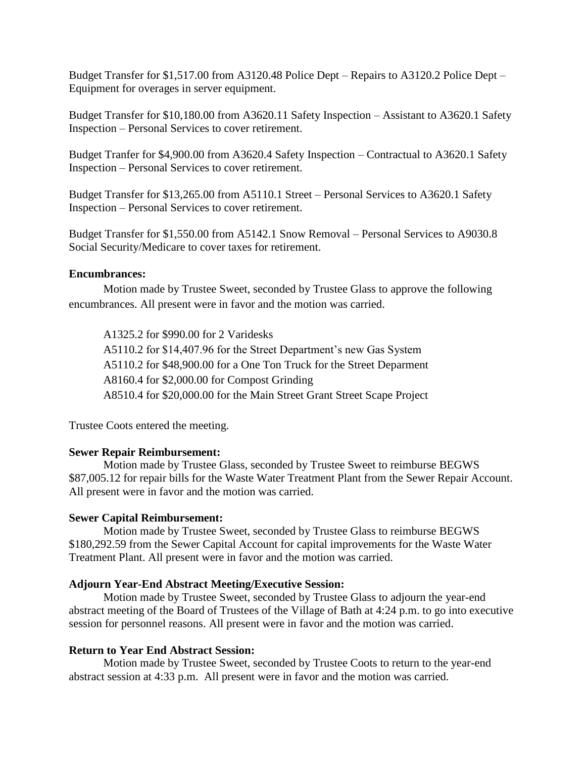Budget Transfer for $1,517.00 from A3120.48 Police Dept – Repairs to A3120.2 Police Dept – Equipment for overages in server equipment.

Budget Transfer for $10,180.00 from A3620.11 Safety Inspection – Assistant to A3620.1 Safety Inspection – Personal Services to cover retirement.

Budget Tranfer for $4,900.00 from A3620.4 Safety Inspection – Contractual to A3620.1 Safety Inspection – Personal Services to cover retirement.

Budget Transfer for $13,265.00 from A5110.1 Street – Personal Services to A3620.1 Safety Inspection – Personal Services to cover retirement.

Budget Transfer for $1,550.00 from A5142.1 Snow Removal – Personal Services to A9030.8 Social Security/Medicare to cover taxes for retirement.

**Encumbrances:**

Motion made by Trustee Sweet, seconded by Trustee Glass to approve the following encumbrances. All present were in favor and the motion was carried.

A1325.2 for $990.00 for 2 Varidesks
A5110.2 for $14,407.96 for the Street Department's new Gas System
A5110.2 for $48,900.00 for a One Ton Truck for the Street Deparment
A8160.4 for $2,000.00 for Compost Grinding
A8510.4 for $20,000.00 for the Main Street Grant Street Scape Project

Trustee Coots entered the meeting.

**Sewer Repair Reimbursement:**

Motion made by Trustee Glass, seconded by Trustee Sweet to reimburse BEGWS $87,005.12 for repair bills for the Waste Water Treatment Plant from the Sewer Repair Account. All present were in favor and the motion was carried.

**Sewer Capital Reimbursement:**

Motion made by Trustee Sweet, seconded by Trustee Glass to reimburse BEGWS $180,292.59 from the Sewer Capital Account for capital improvements for the Waste Water Treatment Plant. All present were in favor and the motion was carried.

**Adjourn Year-End Abstract Meeting/Executive Session:**

Motion made by Trustee Sweet, seconded by Trustee Glass to adjourn the year-end abstract meeting of the Board of Trustees of the Village of Bath at 4:24 p.m. to go into executive session for personnel reasons. All present were in favor and the motion was carried.

**Return to Year End Abstract Session:**

Motion made by Trustee Sweet, seconded by Trustee Coots to return to the year-end abstract session at 4:33 p.m. All present were in favor and the motion was carried.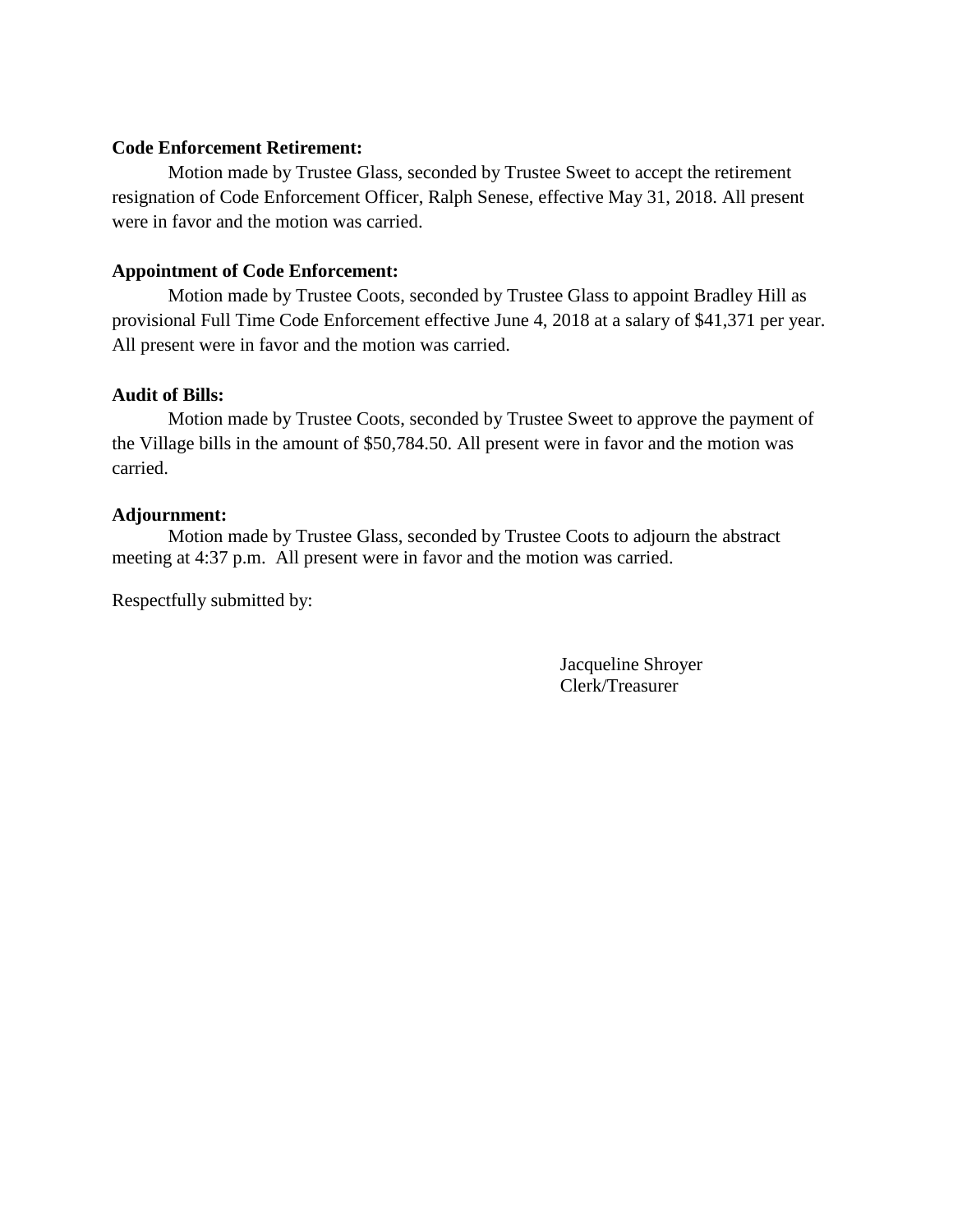**Code Enforcement Retirement:**

Motion made by Trustee Glass, seconded by Trustee Sweet to accept the retirement resignation of Code Enforcement Officer, Ralph Senese, effective May 31, 2018. All present were in favor and the motion was carried.

**Appointment of Code Enforcement:**

Motion made by Trustee Coots, seconded by Trustee Glass to appoint Bradley Hill as provisional Full Time Code Enforcement effective June 4, 2018 at a salary of $41,371 per year. All present were in favor and the motion was carried.

**Audit of Bills:**

Motion made by Trustee Coots, seconded by Trustee Sweet to approve the payment of the Village bills in the amount of $50,784.50. All present were in favor and the motion was carried.

**Adjournment:**

Motion made by Trustee Glass, seconded by Trustee Coots to adjourn the abstract meeting at 4:37 p.m. All present were in favor and the motion was carried.

Respectfully submitted by:

Jacqueline Shroyer
Clerk/Treasurer